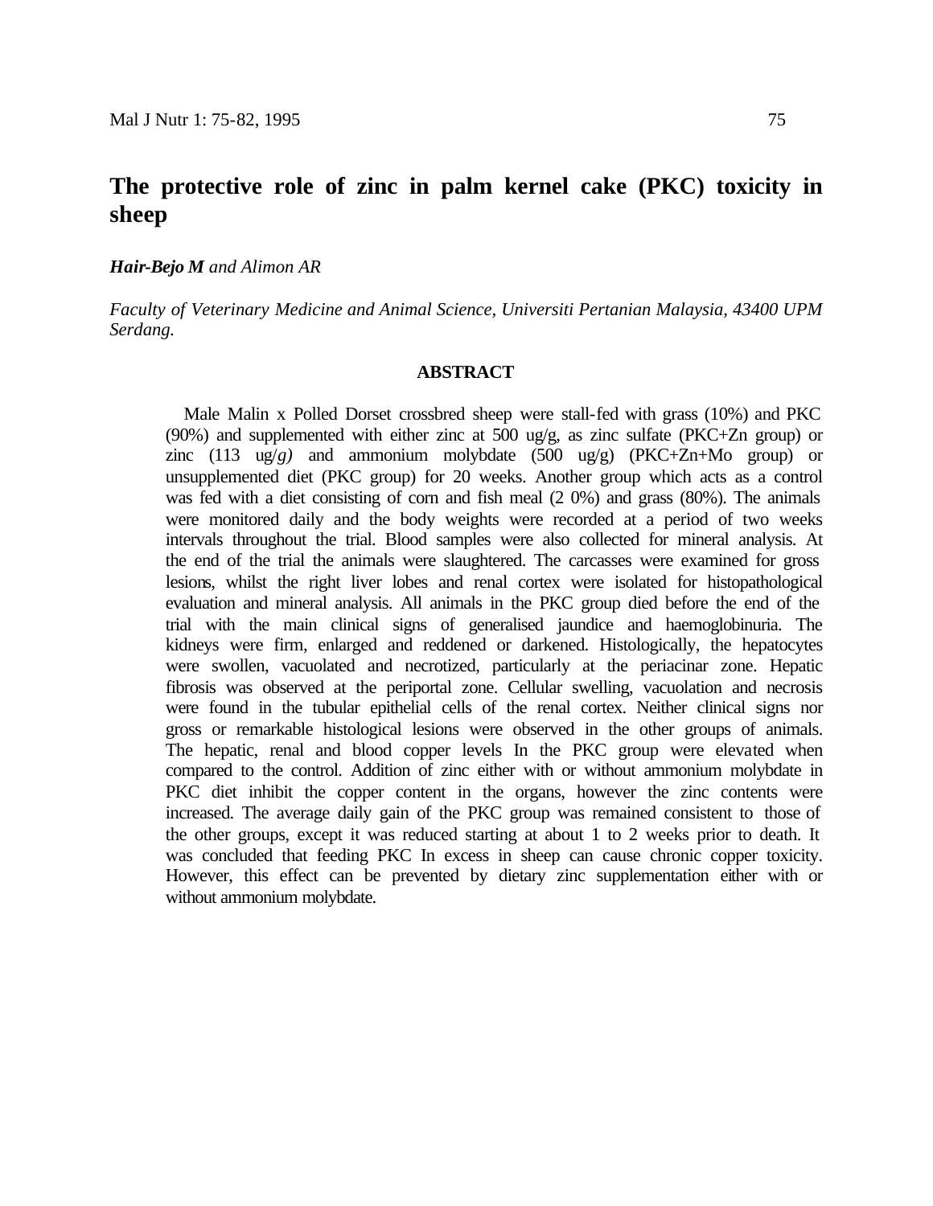# The protective role of zinc in palm kernel cake (PKC) toxicity in sheep

***Hair-Bejo M*** *and Alimon AR*

*Faculty of Veterinary Medicine and Animal Science, Universiti Pertanian Malaysia, 43400 UPM Serdang.*

## ABSTRACT

Male Malin x Polled Dorset crossbred sheep were stall-fed with grass (10%) and PKC (90%) and supplemented with either zinc at 500 ug/g, as zinc sulfate (PKC+Zn group) or zinc (113 ug/*g)* and ammonium molybdate (500 ug/g) (PKC+Zn+Mo group) or unsupplemented diet (PKC group) for 20 weeks. Another group which acts as a control was fed with a diet consisting of corn and fish meal (2 0%) and grass (80%). The animals were monitored daily and the body weights were recorded at a period of two weeks intervals throughout the trial. Blood samples were also collected for mineral analysis. At the end of the trial the animals were slaughtered. The carcasses were examined for gross lesions, whilst the right liver lobes and renal cortex were isolated for histopathological evaluation and mineral analysis. All animals in the PKC group died before the end of the trial with the main clinical signs of generalised jaundice and haemoglobinuria. The kidneys were firm, enlarged and reddened or darkened. Histologically, the hepatocytes were swollen, vacuolated and necrotized, particularly at the periacinar zone. Hepatic fibrosis was observed at the periportal zone. Cellular swelling, vacuolation and necrosis were found in the tubular epithelial cells of the renal cortex. Neither clinical signs nor gross or remarkable histological lesions were observed in the other groups of animals. The hepatic, renal and blood copper levels In the PKC group were elevated when compared to the control. Addition of zinc either with or without ammonium molybdate in PKC diet inhibit the copper content in the organs, however the zinc contents were increased. The average daily gain of the PKC group was remained consistent to those of the other groups, except it was reduced starting at about 1 to 2 weeks prior to death. It was concluded that feeding PKC In excess in sheep can cause chronic copper toxicity. However, this effect can be prevented by dietary zinc supplementation either with or without ammonium molybdate.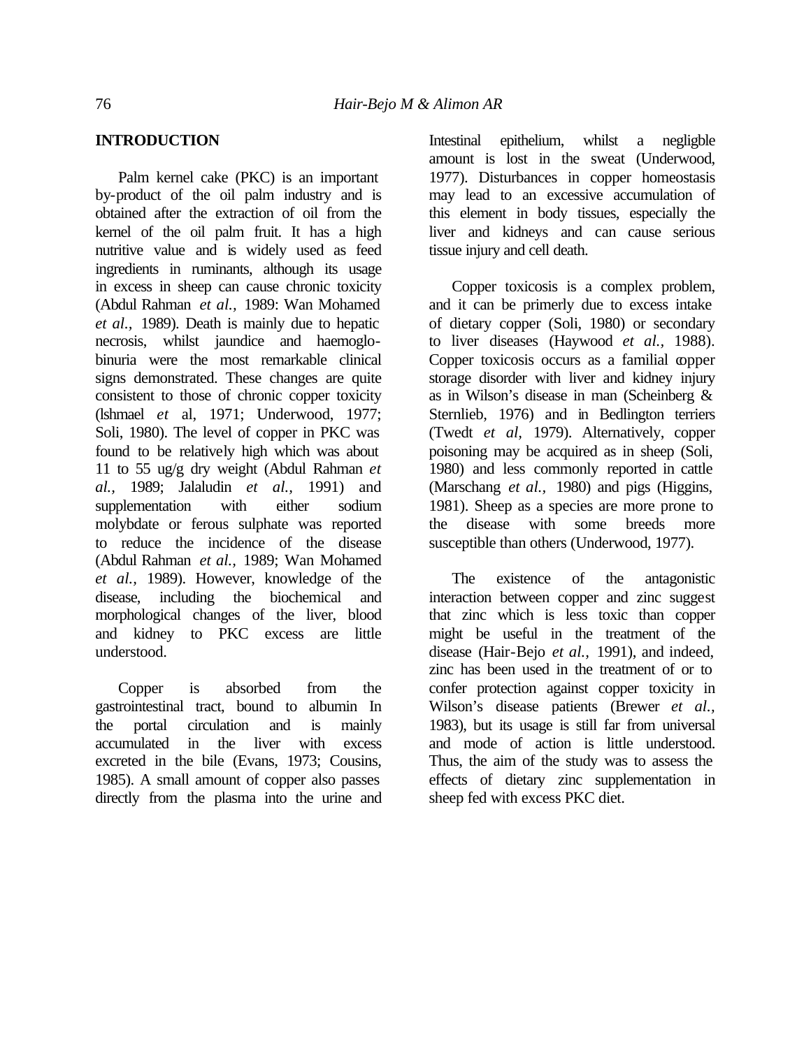## INTRODUCTION

Palm kernel cake (PKC) is an important by-product of the oil palm industry and is obtained after the extraction of oil from the kernel of the oil palm fruit. It has a high nutritive value and is widely used as feed ingredients in ruminants, although its usage in excess in sheep can cause chronic toxicity (Abdul Rahman *et al.*, 1989: Wan Mohamed *et al.*, 1989). Death is mainly due to hepatic necrosis, whilst jaundice and haemoglobinuria were the most remarkable clinical signs demonstrated. These changes are quite consistent to those of chronic copper toxicity (lshmael *et* al, 1971; Underwood, 1977; Soli, 1980). The level of copper in PKC was found to be relatively high which was about 11 to 55 ug/g dry weight (Abdul Rahman *et al.,* 1989; Jalaludin *et al.,* 1991) and supplementation with either sodium molybdate or ferous sulphate was reported to reduce the incidence of the disease (Abdul Rahman *et al.,* 1989; Wan Mohamed *et al.,* 1989). However, knowledge of the disease, including the biochemical and morphological changes of the liver, blood and kidney to PKC excess are little understood.

Copper is absorbed from the gastrointestinal tract, bound to albumin In the portal circulation and is mainly accumulated in the liver with excess excreted in the bile (Evans, 1973; Cousins, 1985). A small amount of copper also passes directly from the plasma into the urine and Intestinal epithelium, whilst a negligble amount is lost in the sweat (Underwood, 1977). Disturbances in copper homeostasis may lead to an excessive accumulation of this element in body tissues, especially the liver and kidneys and can cause serious tissue injury and cell death.

Copper toxicosis is a complex problem, and it can be primerly due to excess intake of dietary copper (Soli, 1980) or secondary to liver diseases (Haywood *et al.,* 1988). Copper toxicosis occurs as a familial copper storage disorder with liver and kidney injury as in Wilson's disease in man (Scheinberg & Sternlieb, 1976) and in Bedlington terriers (Twedt *et al*, 1979). Alternatively, copper poisoning may be acquired as in sheep (Soli, 1980) and less commonly reported in cattle (Marschang *et al.,* 1980) and pigs (Higgins, 1981). Sheep as a species are more prone to the disease with some breeds more susceptible than others (Underwood, 1977).

The existence of the antagonistic interaction between copper and zinc suggest that zinc which is less toxic than copper might be useful in the treatment of the disease (Hair-Bejo *et al.,* 1991), and indeed, zinc has been used in the treatment of or to confer protection against copper toxicity in Wilson's disease patients (Brewer *et al.,* 1983), but its usage is still far from universal and mode of action is little understood. Thus, the aim of the study was to assess the effects of dietary zinc supplementation in sheep fed with excess PKC diet.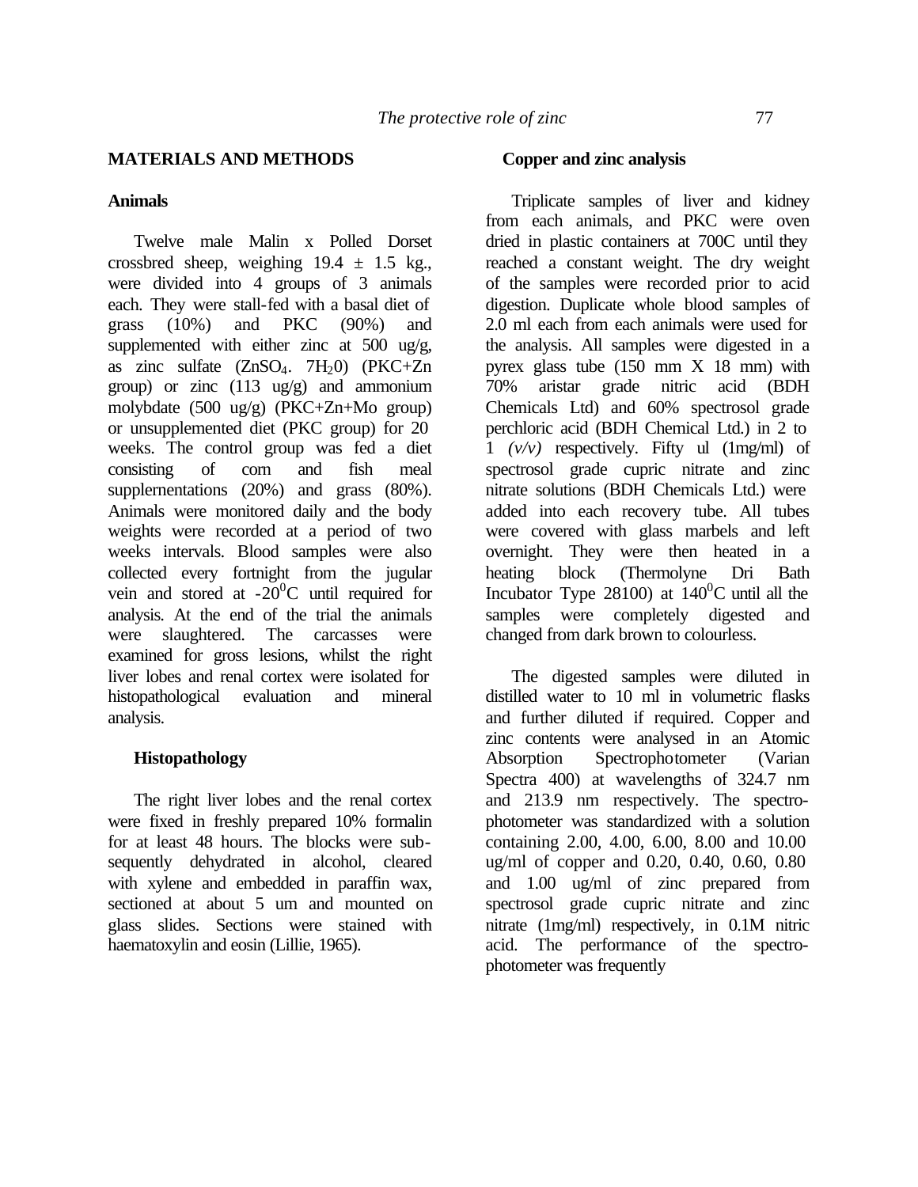## MATERIALS AND METHODS

### Animals

Twelve male Malin x Polled Dorset crossbred sheep, weighing 19.4 ± 1.5 kg., were divided into 4 groups of 3 animals each. They were stall-fed with a basal diet of grass (10%) and PKC (90%) and supplemented with either zinc at 500 ug/g, as zinc sulfate ($ZnSO_4$. $7H_20$) (PKC+Zn group) or zinc (113 ug/g) and ammonium molybdate (500 ug/g) (PKC+Zn+Mo group) or unsupplemented diet (PKC group) for 20 weeks. The control group was fed a diet consisting of corn and fish meal supplernentations (20%) and grass (80%). Animals were monitored daily and the body weights were recorded at a period of two weeks intervals. Blood samples were also collected every fortnight from the jugular vein and stored at -20$^0$C until required for analysis. At the end of the trial the animals were slaughtered. The carcasses were examined for gross lesions, whilst the right liver lobes and renal cortex were isolated for histopathological evaluation and mineral analysis.

### Histopathology

The right liver lobes and the renal cortex were fixed in freshly prepared 10% formalin for at least 48 hours. The blocks were subsequently dehydrated in alcohol, cleared with xylene and embedded in paraffin wax, sectioned at about 5 um and mounted on glass slides. Sections were stained with haematoxylin and eosin (Lillie, 1965).

### Copper and zinc analysis

Triplicate samples of liver and kidney from each animals, and PKC were oven dried in plastic containers at 700C until they reached a constant weight. The dry weight of the samples were recorded prior to acid digestion. Duplicate whole blood samples of 2.0 ml each from each animals were used for the analysis. All samples were digested in a pyrex glass tube (150 mm X 18 mm) with 70% aristar grade nitric acid (BDH Chemicals Ltd) and 60% spectrosol grade perchloric acid (BDH Chemical Ltd.) in 2 to 1 *(v/v)* respectively. Fifty ul (1mg/ml) of spectrosol grade cupric nitrate and zinc nitrate solutions (BDH Chemicals Ltd.) were added into each recovery tube. All tubes were covered with glass marbels and left overnight. They were then heated in a heating block (Thermolyne Dri Bath Incubator Type 28100) at 140$^0$C until all the samples were completely digested and changed from dark brown to colourless.

The digested samples were diluted in distilled water to 10 ml in volumetric flasks and further diluted if required. Copper and zinc contents were analysed in an Atomic Absorption Spectrophotometer (Varian Spectra 400) at wavelengths of 324.7 nm and 213.9 nm respectively. The spectrophotometer was standardized with a solution containing 2.00, 4.00, 6.00, 8.00 and 10.00 ug/ml of copper and 0.20, 0.40, 0.60, 0.80 and 1.00 ug/ml of zinc prepared from spectrosol grade cupric nitrate and zinc nitrate (1mg/ml) respectively, in 0.1M nitric acid. The performance of the spectrophotometer was frequently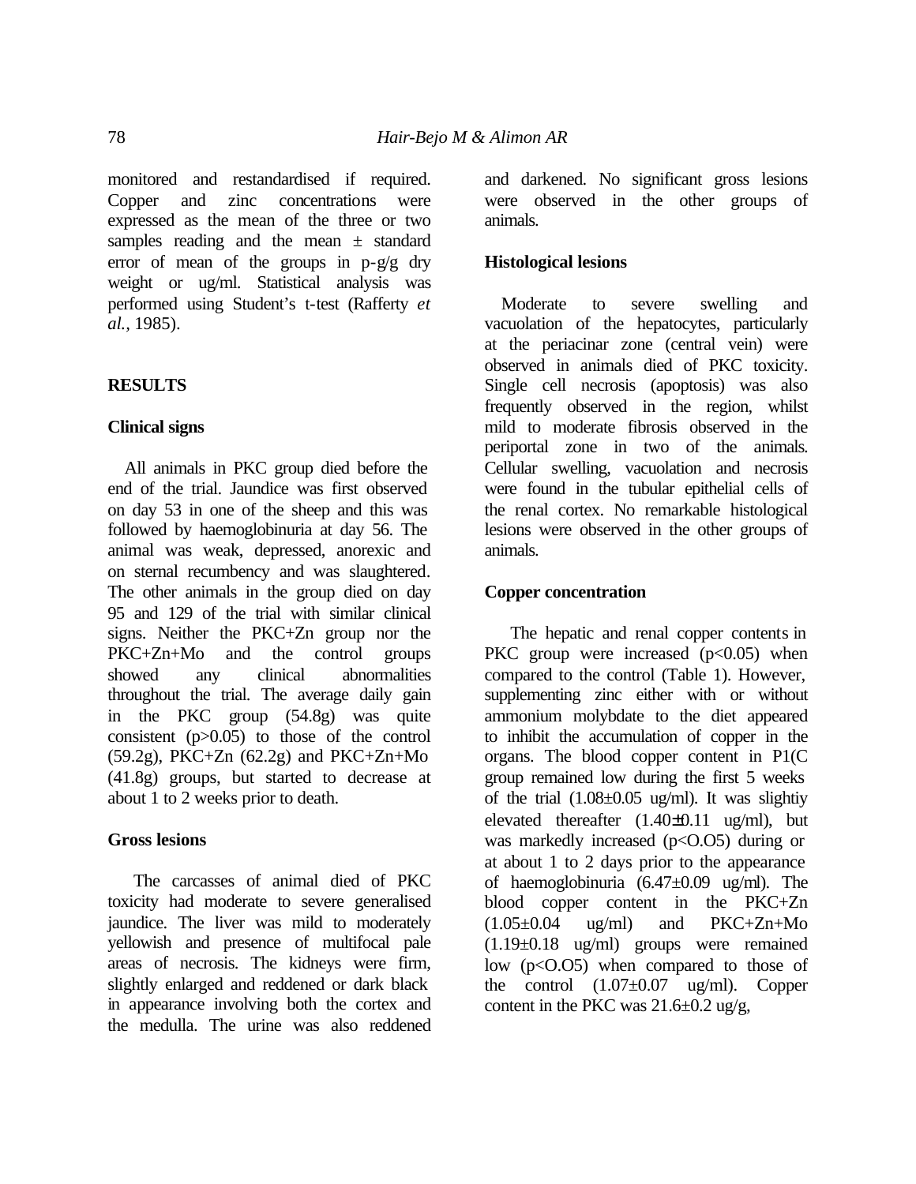monitored and restandardised if required. Copper and zinc concentrations were expressed as the mean of the three or two samples reading and the mean ± standard error of mean of the groups in p-g/g dry weight or ug/ml. Statistical analysis was performed using Student's t-test (Rafferty *et al.*, 1985).

## RESULTS

### Clinical signs

All animals in PKC group died before the end of the trial. Jaundice was first observed on day 53 in one of the sheep and this was followed by haemoglobinuria at day 56. The animal was weak, depressed, anorexic and on sternal recumbency and was slaughtered. The other animals in the group died on day 95 and 129 of the trial with similar clinical signs. Neither the PKC+Zn group nor the PKC+Zn+Mo and the control groups showed any clinical abnormalities throughout the trial. The average daily gain in the PKC group (54.8g) was quite consistent ($p>0.05$) to those of the control (59.2g), PKC+Zn (62.2g) and PKC+Zn+Mo (41.8g) groups, but started to decrease at about 1 to 2 weeks prior to death.

### Gross lesions

The carcasses of animal died of PKC toxicity had moderate to severe generalised jaundice. The liver was mild to moderately yellowish and presence of multifocal pale areas of necrosis. The kidneys were firm, slightly enlarged and reddened or dark black in appearance involving both the cortex and the medulla. The urine was also reddened and darkened. No significant gross lesions were observed in the other groups of animals.

### Histological lesions

Moderate to severe swelling and vacuolation of the hepatocytes, particularly at the periacinar zone (central vein) were observed in animals died of PKC toxicity. Single cell necrosis (apoptosis) was also frequently observed in the region, whilst mild to moderate fibrosis observed in the periportal zone in two of the animals. Cellular swelling, vacuolation and necrosis were found in the tubular epithelial cells of the renal cortex. No remarkable histological lesions were observed in the other groups of animals.

### Copper concentration

The hepatic and renal copper contents in PKC group were increased ($p<0.05$) when compared to the control (Table 1). However, supplementing zinc either with or without ammonium molybdate to the diet appeared to inhibit the accumulation of copper in the organs. The blood copper content in P1(C group remained low during the first 5 weeks of the trial (1.08±0.05 ug/ml). It was slightiy elevated thereafter (1.40±0.11 ug/ml), but was markedly increased (p<O.O5) during or at about 1 to 2 days prior to the appearance of haemoglobinuria (6.47±0.09 ug/ml). The blood copper content in the PKC+Zn (1.05±0.04 ug/ml) and PKC+Zn+Mo (1.19±0.18 ug/ml) groups were remained low (p<O.O5) when compared to those of the control (1.07±0.07 ug/ml). Copper content in the PKC was 21.6±0.2 ug/g,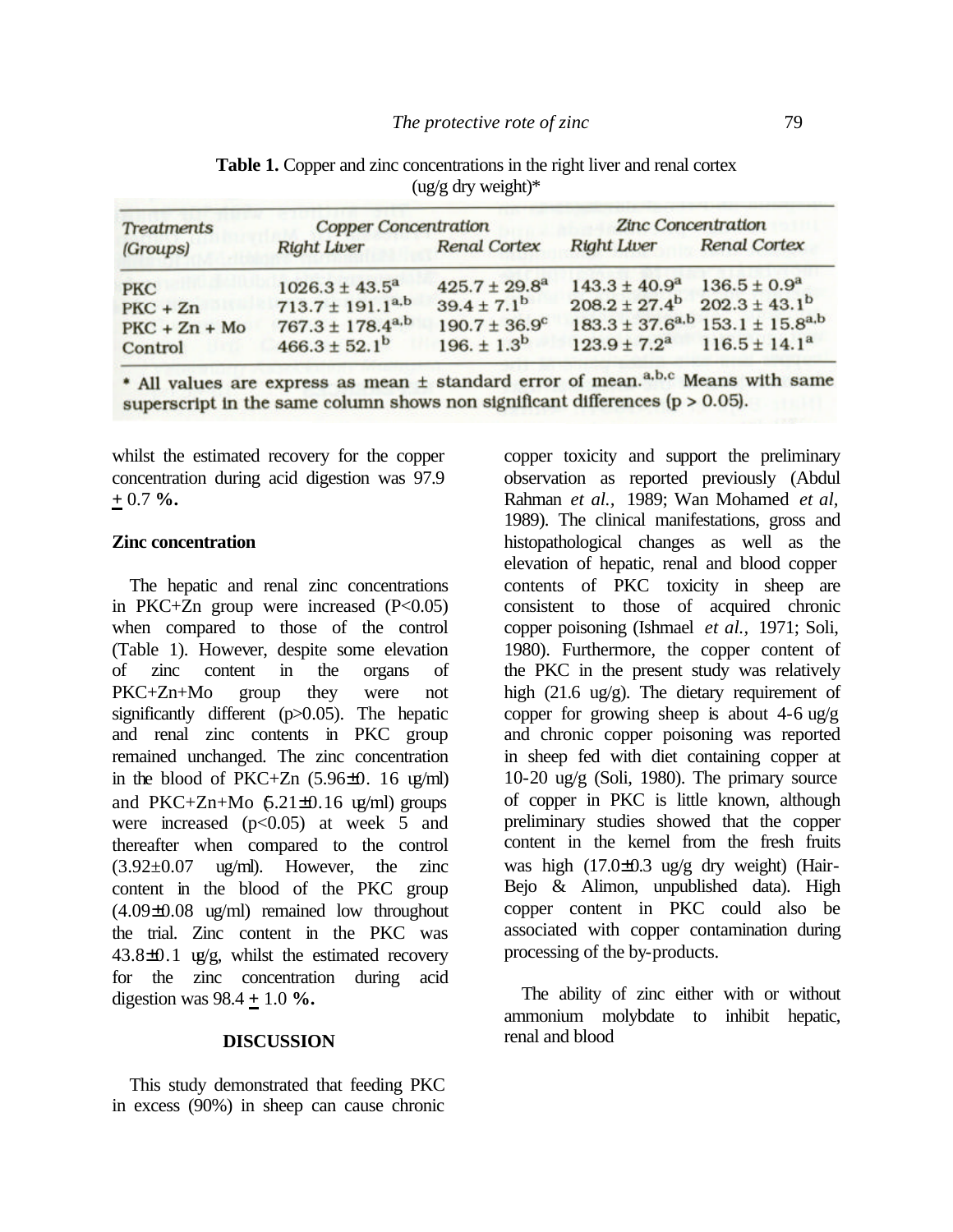**Table 1.** Copper and zinc concentrations in the right liver and renal cortex (ug/g dry weight)*

| Treatments (Groups) | Copper Concentration | | Zinc Concentration | |
|---|---|---|---|---|
| | Right Liver | Renal Cortex | Right Liver | Renal Cortex |
| PKC | 1026.3 ± 43.5[a] | 425.7 ± 29.8[a] | 143.3 ± 40.9[a] | 136.5 ± 0.9[a] |
| PKC + Zn | 713.7 ± 191.1[a,b] | 39.4 ± 7.1[b] | 208.2 ± 27.4[b] | 202.3 ± 43.1[b] |
| PKC + Zn + Mo | 767.3 ± 178.4[a,b] | 190.7 ± 36.9[c] | 183.3 ± 37.6[a,b] | 153.1 ± 15.8[a,b] |
| Control | 466.3 ± 52.1[b] | 196. ± 1.3[b] | 123.9 ± 7.2[a] | 116.5 ± 14.1[a] |

* All values are express as mean ± standard error of mean.[a,b,c] Means with same superscript in the same column shows non significant differences (p > 0.05).

whilst the estimated recovery for the copper concentration during acid digestion was 97.9 ± 0.7 **%.**

**Zinc concentration**

The hepatic and renal zinc concentrations in PKC+Zn group were increased (P<0.05) when compared to those of the control (Table 1). However, despite some elevation of zinc content in the organs of PKC+Zn+Mo group they were not significantly different (p>0.05). The hepatic and renal zinc contents in PKC group remained unchanged. The zinc concentration in the blood of PKC+Zn (5.96±0. 16 ug/ml) and PKC+Zn+Mo (5.21±0.16 ug/ml) groups were increased (p<0.05) at week 5 and thereafter when compared to the control (3.92±0.07 ug/ml). However, the zinc content in the blood of the PKC group (4.09±0.08 ug/ml) remained low throughout the trial. Zinc content in the PKC was 43.8±0.1 ug/g, whilst the estimated recovery for the zinc concentration during acid digestion was 98.4 ± 1.0 **%.**

## DISCUSSION

This study demonstrated that feeding PKC in excess (90%) in sheep can cause chronic copper toxicity and support the preliminary observation as reported previously (Abdul Rahman *et al.,* 1989; Wan Mohamed *et al,* 1989). The clinical manifestations, gross and histopathological changes as well as the elevation of hepatic, renal and blood copper contents of PKC toxicity in sheep are consistent to those of acquired chronic copper poisoning (Ishmael *et al.,* 1971; Soli, 1980). Furthermore, the copper content of the PKC in the present study was relatively high (21.6 ug/g). The dietary requirement of copper for growing sheep is about 4-6 ug/g and chronic copper poisoning was reported in sheep fed with diet containing copper at 10-20 ug/g (Soli, 1980). The primary source of copper in PKC is little known, although preliminary studies showed that the copper content in the kernel from the fresh fruits was high (17.0±0.3 ug/g dry weight) (Hair-Bejo & Alimon, unpublished data). High copper content in PKC could also be associated with copper contamination during processing of the by-products.

The ability of zinc either with or without ammonium molybdate to inhibit hepatic, renal and blood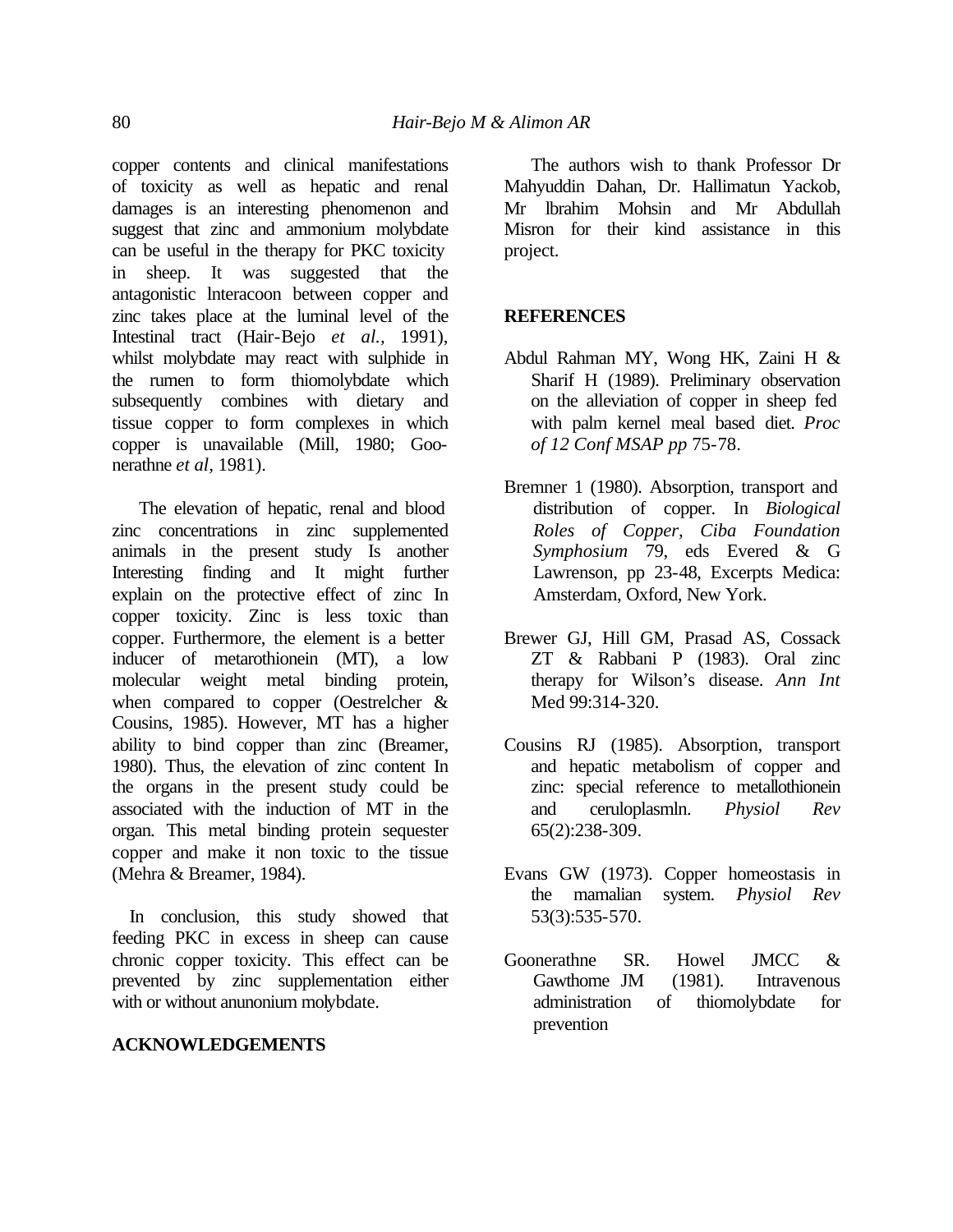copper contents and clinical manifestations of toxicity as well as hepatic and renal damages is an interesting phenomenon and suggest that zinc and ammonium molybdate can be useful in the therapy for PKC toxicity in sheep. It was suggested that the antagonistic lnteracoon between copper and zinc takes place at the luminal level of the Intestinal tract (Hair-Bejo *et al.*, 1991), whilst molybdate may react with sulphide in the rumen to form thiomolybdate which subsequently combines with dietary and tissue copper to form complexes in which copper is unavailable (Mill, 1980; Goo-nerathne *et al*, 1981).

The elevation of hepatic, renal and blood zinc concentrations in zinc supplemented animals in the present study Is another Interesting finding and It might further explain on the protective effect of zinc In copper toxicity. Zinc is less toxic than copper. Furthermore, the element is a better inducer of metarothionein (MT), a low molecular weight metal binding protein, when compared to copper (Oestrelcher & Cousins, 1985). However, MT has a higher ability to bind copper than zinc (Breamer, 1980). Thus, the elevation of zinc content In the organs in the present study could be associated with the induction of MT in the organ. This metal binding protein sequester copper and make it non toxic to the tissue (Mehra & Breamer, 1984).

In conclusion, this study showed that feeding PKC in excess in sheep can cause chronic copper toxicity. This effect can be prevented by zinc supplementation either with or without anunonium molybdate.

## ACKNOWLEDGEMENTS

The authors wish to thank Professor Dr Mahyuddin Dahan, Dr. Hallimatun Yackob, Mr lbrahim Mohsin and Mr Abdullah Misron for their kind assistance in this project.

## REFERENCES

Abdul Rahman MY, Wong HK, Zaini H & Sharif H (1989). Preliminary observation on the alleviation of copper in sheep fed with palm kernel meal based diet. *Proc of 12 Conf MSAP pp* 75-78.

Bremner 1 (1980). Absorption, transport and distribution of copper. In *Biological Roles of Copper, Ciba Foundation Symphosium* 79, eds Evered & G Lawrenson, pp 23-48, Excerpts Medica: Amsterdam, Oxford, New York.

Brewer GJ, Hill GM, Prasad AS, Cossack ZT & Rabbani P (1983). Oral zinc therapy for Wilson's disease. *Ann Int* Med 99:314-320.

Cousins RJ (1985). Absorption, transport and hepatic metabolism of copper and zinc: special reference to metallothionein and ceruloplasmln. *Physiol Rev* 65(2):238-309.

Evans GW (1973). Copper homeostasis in the mamalian system. *Physiol Rev* 53(3):535-570.

Goonerathne SR. Howel JMCC & Gawthome JM (1981). Intravenous administration of thiomolybdate for prevention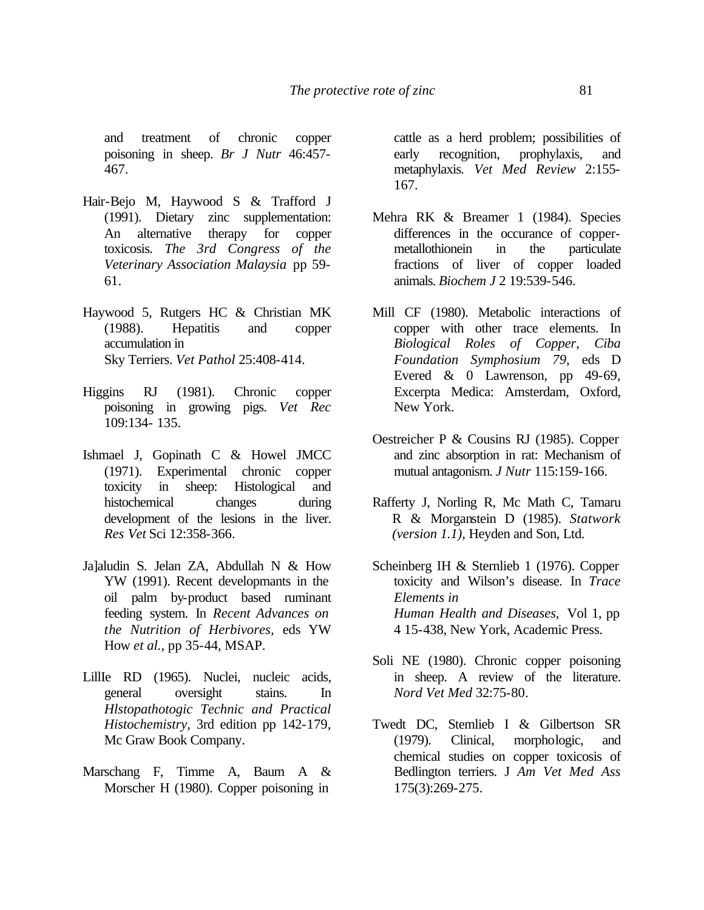and treatment of chronic copper poisoning in sheep. *Br J Nutr* 46:457-467.

Hair-Bejo M, Haywood S & Trafford J (1991). Dietary zinc supplementation: An alternative therapy for copper toxicosis. *The 3rd Congress of the Veterinary Association Malaysia* pp 59-61.

Haywood 5, Rutgers HC & Christian MK (1988). Hepatitis and copper accumulation in Sky Terriers. *Vet Pathol* 25:408-414.

Higgins RJ (1981). Chronic copper poisoning in growing pigs. *Vet Rec* 109:134- 135.

Ishmael J, Gopinath C & Howel JMCC (1971). Experimental chronic copper toxicity in sheep: Histological and histochemical changes during development of the lesions in the liver. *Res Vet* Sci 12:358-366.

Ja]aludin S. Jelan ZA, Abdullah N & How YW (1991). Recent developmants in the oil palm by-product based ruminant feeding system. In *Recent Advances on the Nutrition of Herbivores,* eds YW How *et al.,* pp 35-44, MSAP.

LillIe RD (1965). Nuclei, nucleic acids, general oversight stains. In *Hlstopathotogic Technic and Practical Histochemistry,* 3rd edition pp 142-179, Mc Graw Book Company.

Marschang F, Timme A, Baum A & Morscher H (1980). Copper poisoning in cattle as a herd problem; possibilities of early recognition, prophylaxis, and metaphylaxis. *Vet Med Review* 2:155-167.

Mehra RK & Breamer 1 (1984). Species differences in the occurance of copper-metallothionein in the particulate fractions of liver of copper loaded animals. *Biochem J* 2 19:539-546.

Mill CF (1980). Metabolic interactions of copper with other trace elements. In *Biological Roles of Copper, Ciba Foundation Symphosium 79,* eds D Evered & 0 Lawrenson, pp 49-69, Excerpta Medica: Amsterdam, Oxford, New York.

Oestreicher P & Cousins RJ (1985). Copper and zinc absorption in rat: Mechanism of mutual antagonism. *J Nutr* 115:159-166.

Rafferty J, Norling R, Mc Math C, Tamaru R & Morganstein D (1985). *Statwork (version 1.1),* Heyden and Son, Ltd.

Scheinberg IH & Sternlieb 1 (1976). Copper toxicity and Wilson's disease. In *Trace Elements in Human Health and Diseases,* Vol 1, pp 4 15-438, New York, Academic Press.

Soli NE (1980). Chronic copper poisoning in sheep. A review of the literature. *Nord Vet Med* 32:75-80.

Twedt DC, Stemlieb I & Gilbertson SR (1979). Clinical, morphologic, and chemical studies on copper toxicosis of Bedlington terriers. J *Am Vet Med Ass* 175(3):269-275.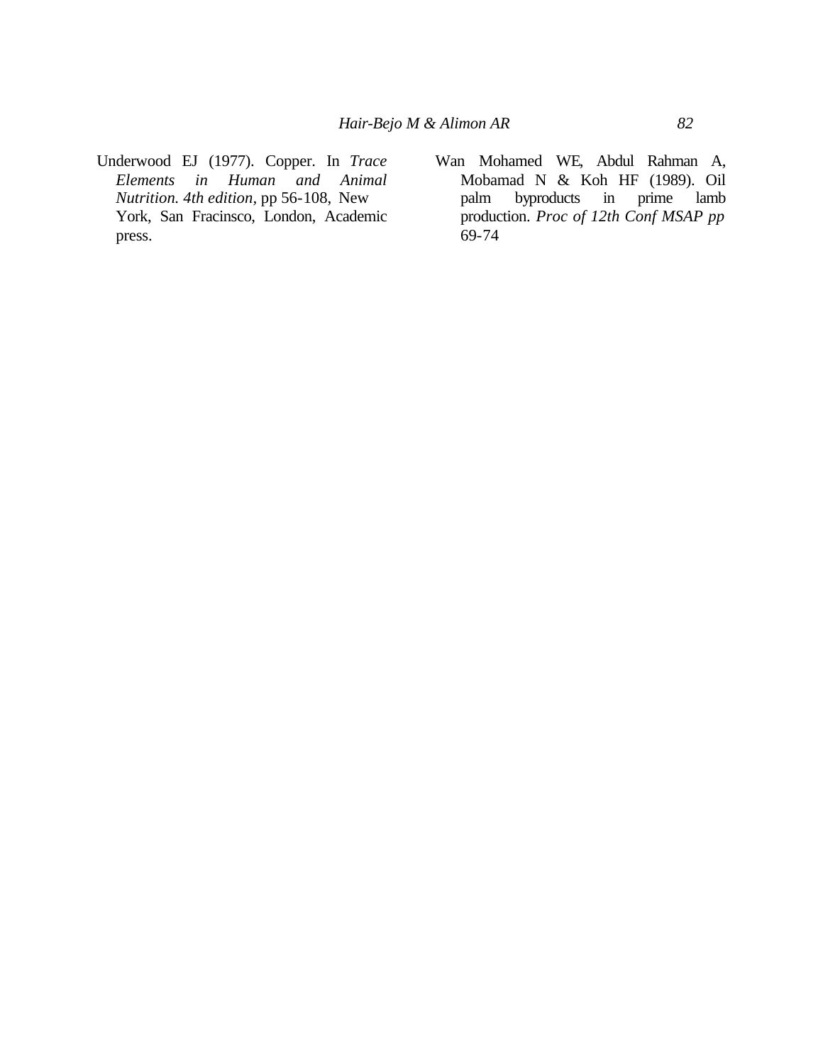Underwood EJ (1977). Copper. In *Trace Elements in Human and Animal Nutrition. 4th edition*, pp 56-108, New York, San Fracinsco, London, Academic press.

Wan Mohamed WE, Abdul Rahman A, Mobamad N & Koh HF (1989). Oil palm byproducts in prime lamb production. *Proc of 12th Conf MSAP pp* 69-74